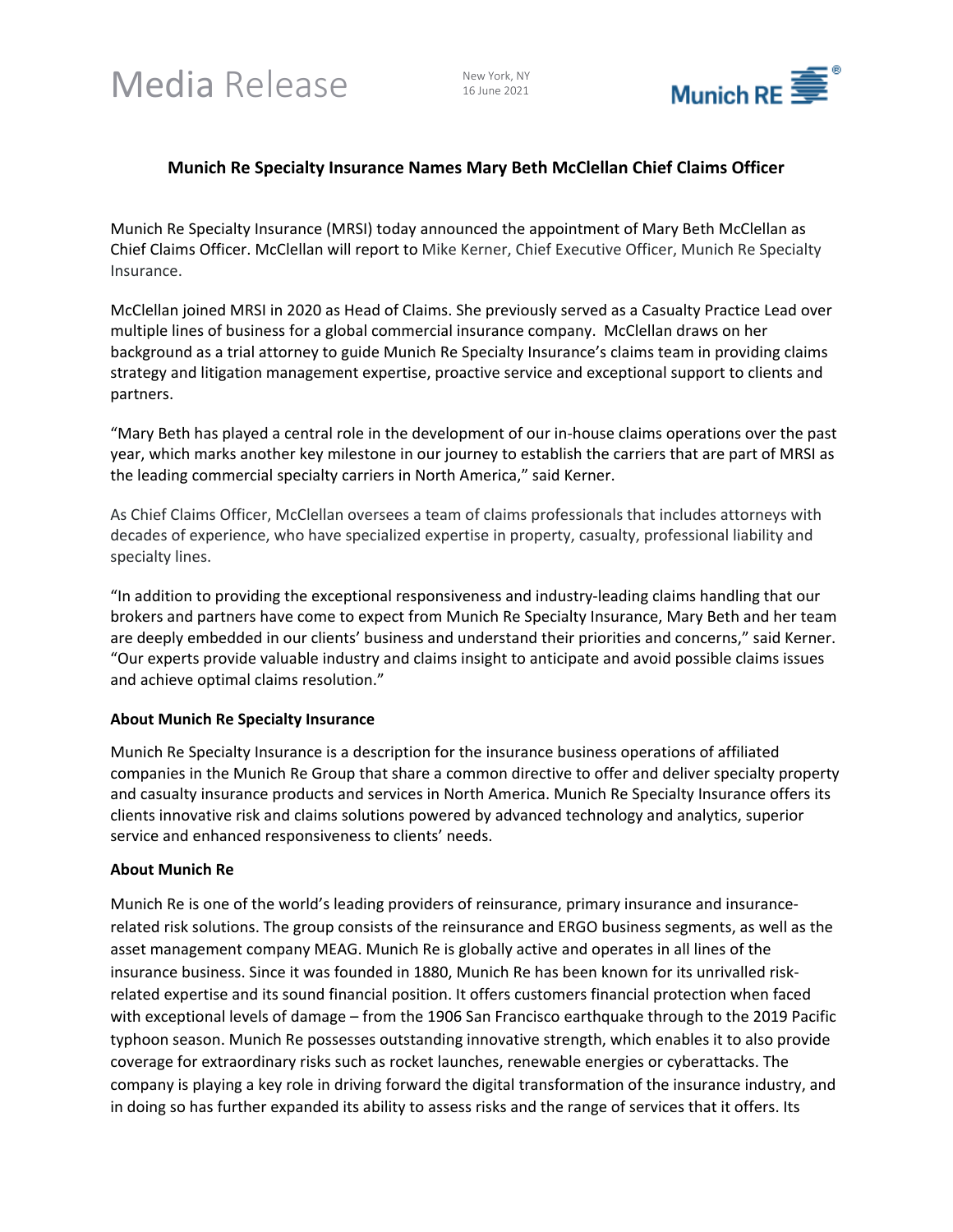# Media Release

New York, NY
16 June 2021

## Munich Re Specialty Insurance Names Mary Beth McClellan Chief Claims Officer

Munich Re Specialty Insurance (MRSI) today announced the appointment of Mary Beth McClellan as Chief Claims Officer. McClellan will report to Mike Kerner, Chief Executive Officer, Munich Re Specialty Insurance.

McClellan joined MRSI in 2020 as Head of Claims. She previously served as a Casualty Practice Lead over multiple lines of business for a global commercial insurance company. McClellan draws on her background as a trial attorney to guide Munich Re Specialty Insurance's claims team in providing claims strategy and litigation management expertise, proactive service and exceptional support to clients and partners.

"Mary Beth has played a central role in the development of our in-house claims operations over the past year, which marks another key milestone in our journey to establish the carriers that are part of MRSI as the leading commercial specialty carriers in North America," said Kerner.

As Chief Claims Officer, McClellan oversees a team of claims professionals that includes attorneys with decades of experience, who have specialized expertise in property, casualty, professional liability and specialty lines.

"In addition to providing the exceptional responsiveness and industry-leading claims handling that our brokers and partners have come to expect from Munich Re Specialty Insurance, Mary Beth and her team are deeply embedded in our clients' business and understand their priorities and concerns," said Kerner. "Our experts provide valuable industry and claims insight to anticipate and avoid possible claims issues and achieve optimal claims resolution."

**About Munich Re Specialty Insurance**

Munich Re Specialty Insurance is a description for the insurance business operations of affiliated companies in the Munich Re Group that share a common directive to offer and deliver specialty property and casualty insurance products and services in North America. Munich Re Specialty Insurance offers its clients innovative risk and claims solutions powered by advanced technology and analytics, superior service and enhanced responsiveness to clients' needs.

**About Munich Re**

Munich Re is one of the world's leading providers of reinsurance, primary insurance and insurance-related risk solutions. The group consists of the reinsurance and ERGO business segments, as well as the asset management company MEAG. Munich Re is globally active and operates in all lines of the insurance business. Since it was founded in 1880, Munich Re has been known for its unrivalled risk-related expertise and its sound financial position. It offers customers financial protection when faced with exceptional levels of damage – from the 1906 San Francisco earthquake through to the 2019 Pacific typhoon season. Munich Re possesses outstanding innovative strength, which enables it to also provide coverage for extraordinary risks such as rocket launches, renewable energies or cyberattacks. The company is playing a key role in driving forward the digital transformation of the insurance industry, and in doing so has further expanded its ability to assess risks and the range of services that it offers. Its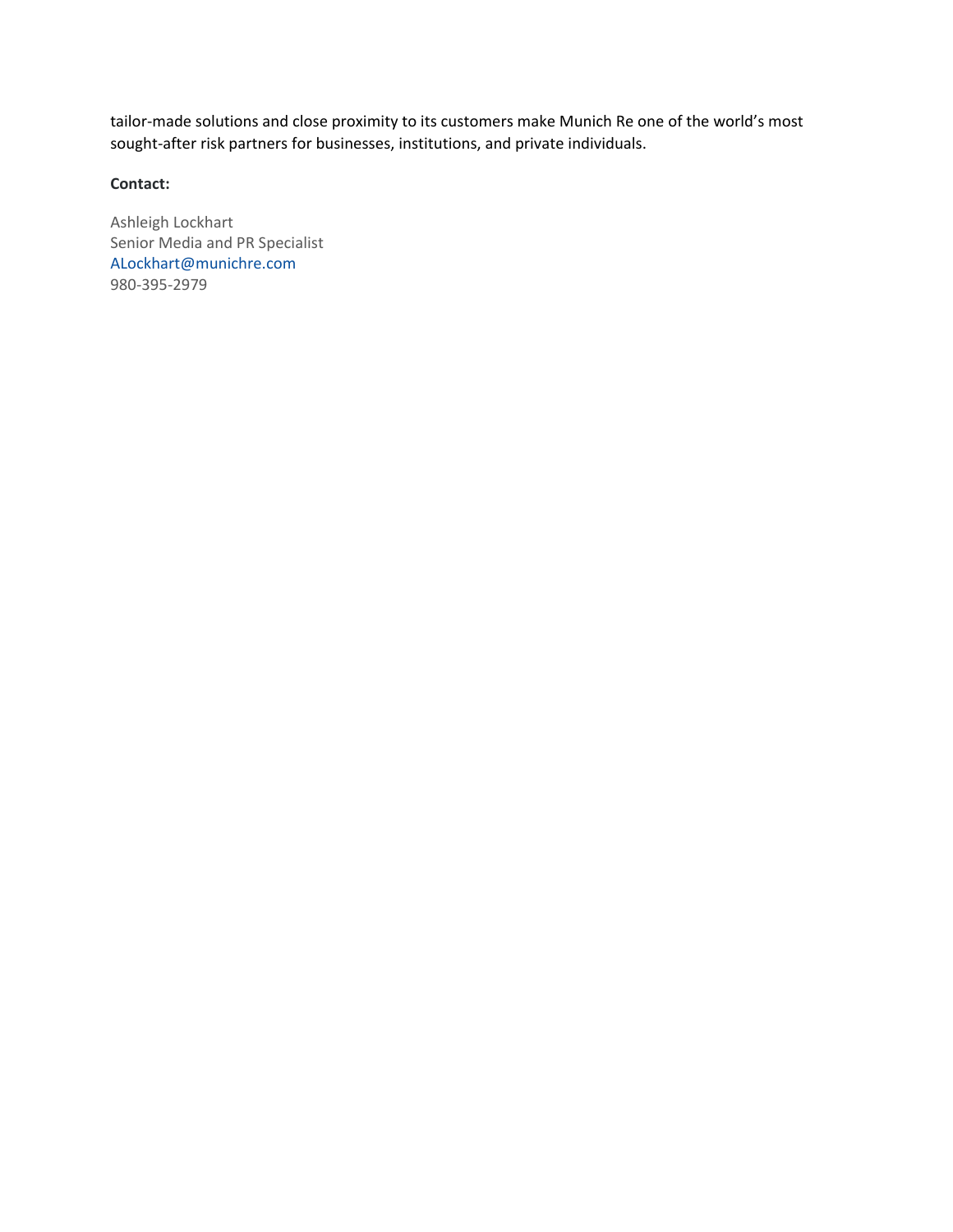tailor-made solutions and close proximity to its customers make Munich Re one of the world's most sought-after risk partners for businesses, institutions, and private individuals.

**Contact:**

Ashleigh Lockhart
Senior Media and PR Specialist
ALockhart@munichre.com
980-395-2979